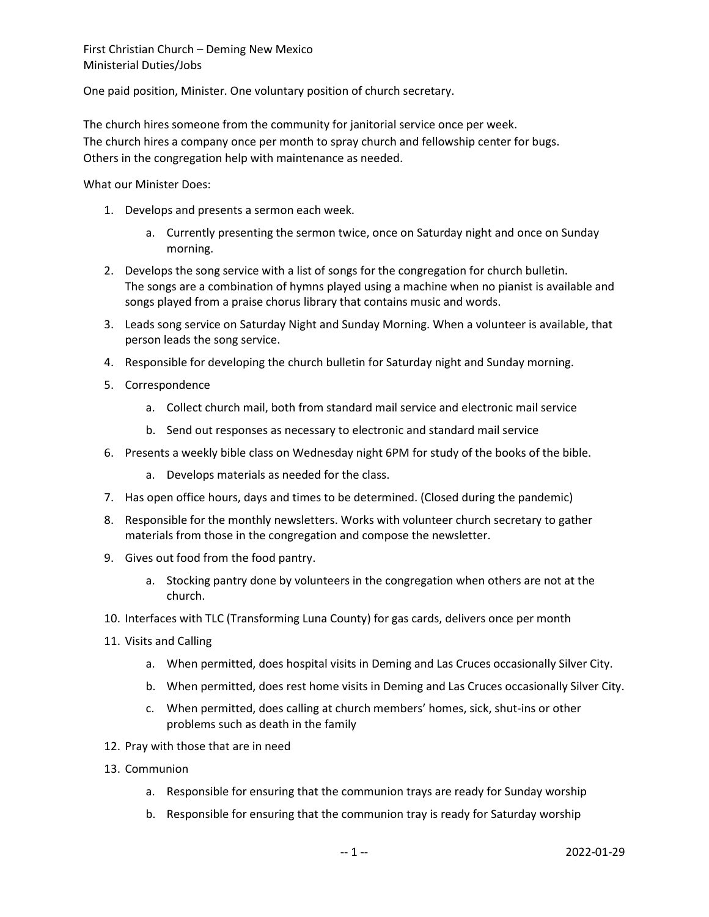First Christian Church – Deming New Mexico
Ministerial Duties/Jobs

One paid position, Minister. One voluntary position of church secretary.

The church hires someone from the community for janitorial service once per week.
The church hires a company once per month to spray church and fellowship center for bugs.
Others in the congregation help with maintenance as needed.

What our Minister Does:

1. Develops and presents a sermon each week.
    a. Currently presenting the sermon twice, once on Saturday night and once on Sunday morning.
2. Develops the song service with a list of songs for the congregation for church bulletin.
   The songs are a combination of hymns played using a machine when no pianist is available and songs played from a praise chorus library that contains music and words.
3. Leads song service on Saturday Night and Sunday Morning. When a volunteer is available, that person leads the song service.
4. Responsible for developing the church bulletin for Saturday night and Sunday morning.
5. Correspondence
    a. Collect church mail, both from standard mail service and electronic mail service
    b. Send out responses as necessary to electronic and standard mail service
6. Presents a weekly bible class on Wednesday night 6PM for study of the books of the bible.
    a. Develops materials as needed for the class.
7. Has open office hours, days and times to be determined. (Closed during the pandemic)
8. Responsible for the monthly newsletters. Works with volunteer church secretary to gather materials from those in the congregation and compose the newsletter.
9. Gives out food from the food pantry.
    a. Stocking pantry done by volunteers in the congregation when others are not at the church.
10. Interfaces with TLC (Transforming Luna County) for gas cards, delivers once per month
11. Visits and Calling
    a. When permitted, does hospital visits in Deming and Las Cruces occasionally Silver City.
    b. When permitted, does rest home visits in Deming and Las Cruces occasionally Silver City.
    c. When permitted, does calling at church members' homes, sick, shut-ins or other problems such as death in the family
12. Pray with those that are in need
13. Communion
    a. Responsible for ensuring that the communion trays are ready for Sunday worship
    b. Responsible for ensuring that the communion tray is ready for Saturday worship

2022-01-29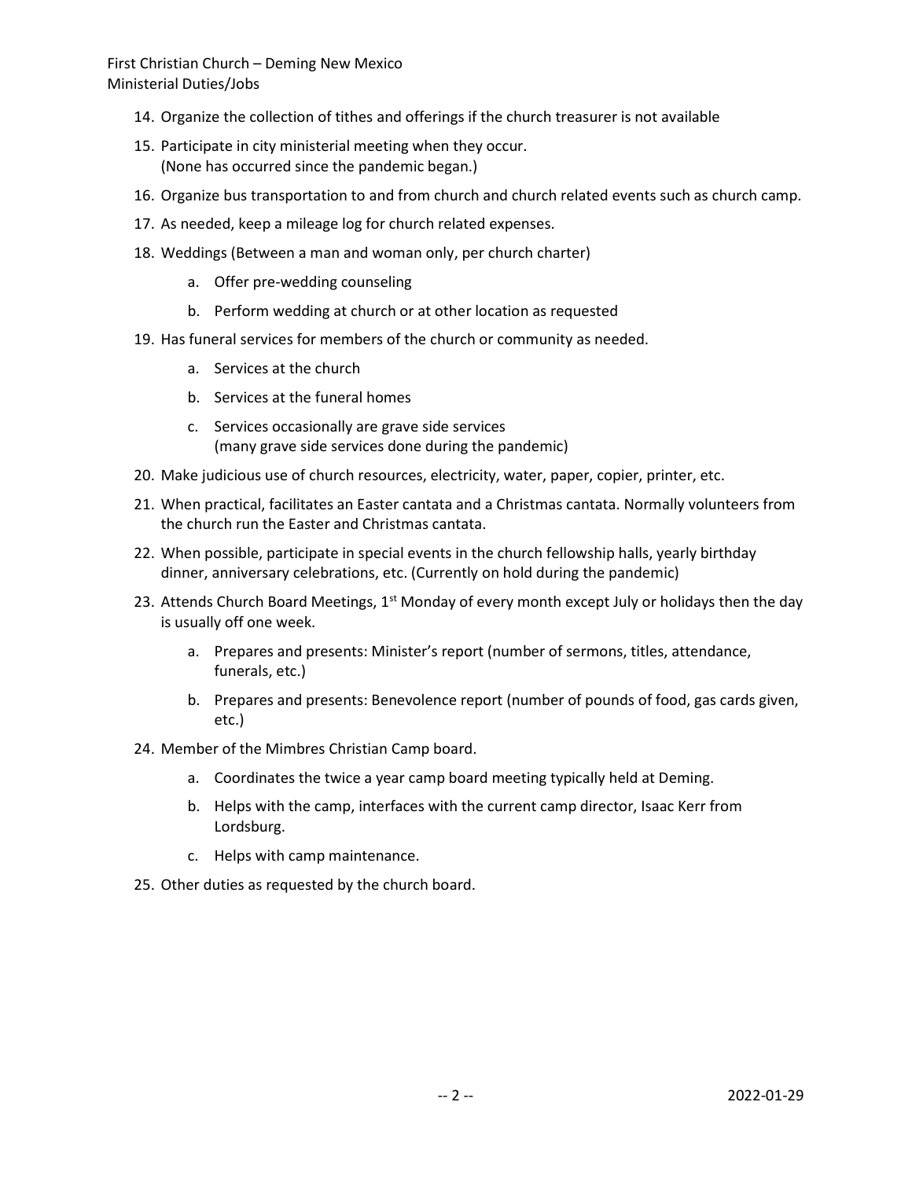14. Organize the collection of tithes and offerings if the church treasurer is not available
15. Participate in city ministerial meeting when they occur.
    (None has occurred since the pandemic began.)
16. Organize bus transportation to and from church and church related events such as church camp.
17. As needed, keep a mileage log for church related expenses.
18. Weddings (Between a man and woman only, per church charter)
    a. Offer pre-wedding counseling
    b. Perform wedding at church or at other location as requested
19. Has funeral services for members of the church or community as needed.
    a. Services at the church
    b. Services at the funeral homes
    c. Services occasionally are grave side services
       (many grave side services done during the pandemic)
20. Make judicious use of church resources, electricity, water, paper, copier, printer, etc.
21. When practical, facilitates an Easter cantata and a Christmas cantata. Normally volunteers from the church run the Easter and Christmas cantata.
22. When possible, participate in special events in the church fellowship halls, yearly birthday dinner, anniversary celebrations, etc. (Currently on hold during the pandemic)
23. Attends Church Board Meetings, 1st Monday of every month except July or holidays then the day is usually off one week.
    a. Prepares and presents: Minister's report (number of sermons, titles, attendance, funerals, etc.)
    b. Prepares and presents: Benevolence report (number of pounds of food, gas cards given, etc.)
24. Member of the Mimbres Christian Camp board.
    a. Coordinates the twice a year camp board meeting typically held at Deming.
    b. Helps with the camp, interfaces with the current camp director, Isaac Kerr from Lordsburg.
    c. Helps with camp maintenance.
25. Other duties as requested by the church board.